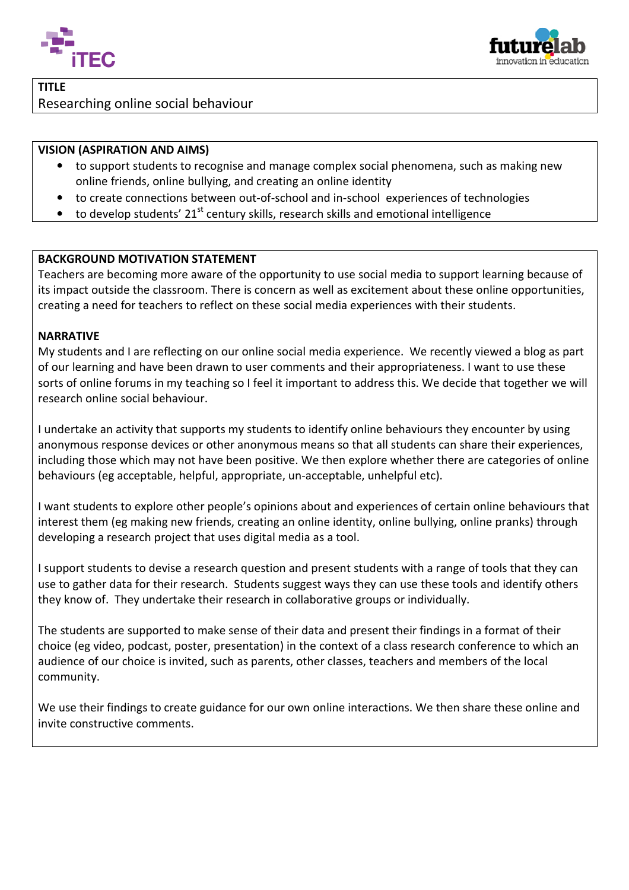## TITLE

Researching online social behaviour

## VISION (ASPIRATION AND AIMS)

- to support students to recognise and manage complex social phenomena, such as making new online friends, online bullying, and creating an online identity
- to create connections between out-of-school and in-school experiences of technologies
- to develop students' 21st century skills, research skills and emotional intelligence

## BACKGROUND MOTIVATION STATEMENT

Teachers are becoming more aware of the opportunity to use social media to support learning because of its impact outside the classroom. There is concern as well as excitement about these online opportunities, creating a need for teachers to reflect on these social media experiences with their students.

## NARRATIVE

My students and I are reflecting on our online social media experience. We recently viewed a blog as part of our learning and have been drawn to user comments and their appropriateness. I want to use these sorts of online forums in my teaching so I feel it important to address this. We decide that together we will research online social behaviour.

I undertake an activity that supports my students to identify online behaviours they encounter by using anonymous response devices or other anonymous means so that all students can share their experiences, including those which may not have been positive. We then explore whether there are categories of online behaviours (eg acceptable, helpful, appropriate, un-acceptable, unhelpful etc).

I want students to explore other people's opinions about and experiences of certain online behaviours that interest them (eg making new friends, creating an online identity, online bullying, online pranks) through developing a research project that uses digital media as a tool.

I support students to devise a research question and present students with a range of tools that they can use to gather data for their research. Students suggest ways they can use these tools and identify others they know of. They undertake their research in collaborative groups or individually.

The students are supported to make sense of their data and present their findings in a format of their choice (eg video, podcast, poster, presentation) in the context of a class research conference to which an audience of our choice is invited, such as parents, other classes, teachers and members of the local community.

We use their findings to create guidance for our own online interactions. We then share these online and invite constructive comments.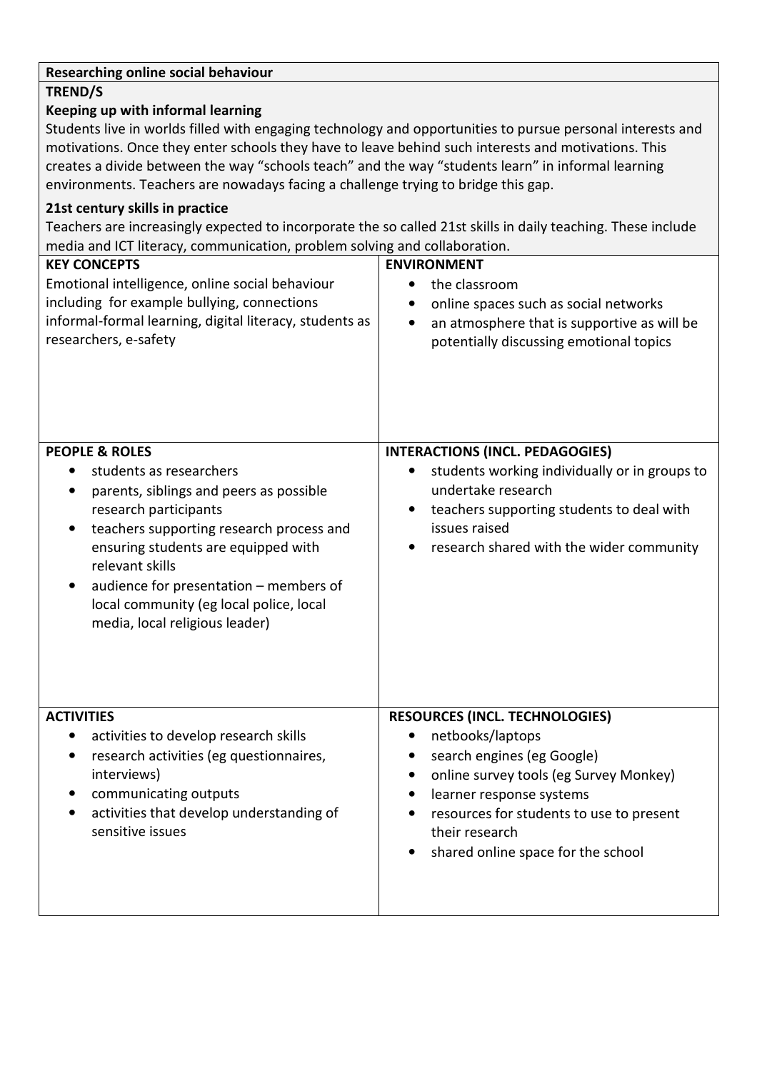**Researching online social behaviour**

**TREND/S**

**Keeping up with informal learning**

Students live in worlds filled with engaging technology and opportunities to pursue personal interests and motivations. Once they enter schools they have to leave behind such interests and motivations. This creates a divide between the way "schools teach" and the way "students learn" in informal learning environments. Teachers are nowadays facing a challenge trying to bridge this gap.

**21st century skills in practice**

Teachers are increasingly expected to incorporate the so called 21st skills in daily teaching. These include media and ICT literacy, communication, problem solving and collaboration.

| | |
|---|---|
| **KEY CONCEPTS**<br>Emotional intelligence, online social behaviour including for example bullying, connections informal-formal learning, digital literacy, students as researchers, e-safety | **ENVIRONMENT**<br>• the classroom<br>• online spaces such as social networks<br>• an atmosphere that is supportive as will be potentially discussing emotional topics |
| **PEOPLE & ROLES**<br>• students as researchers<br>• parents, siblings and peers as possible research participants<br>• teachers supporting research process and ensuring students are equipped with relevant skills<br>• audience for presentation – members of local community (eg local police, local media, local religious leader) | **INTERACTIONS (INCL. PEDAGOGIES)**<br>• students working individually or in groups to undertake research<br>• teachers supporting students to deal with issues raised<br>• research shared with the wider community |
| **ACTIVITIES**<br>• activities to develop research skills<br>• research activities (eg questionnaires, interviews)<br>• communicating outputs<br>• activities that develop understanding of sensitive issues | **RESOURCES (INCL. TECHNOLOGIES)**<br>• netbooks/laptops<br>• search engines (eg Google)<br>• online survey tools (eg Survey Monkey)<br>• learner response systems<br>• resources for students to use to present their research<br>• shared online space for the school |